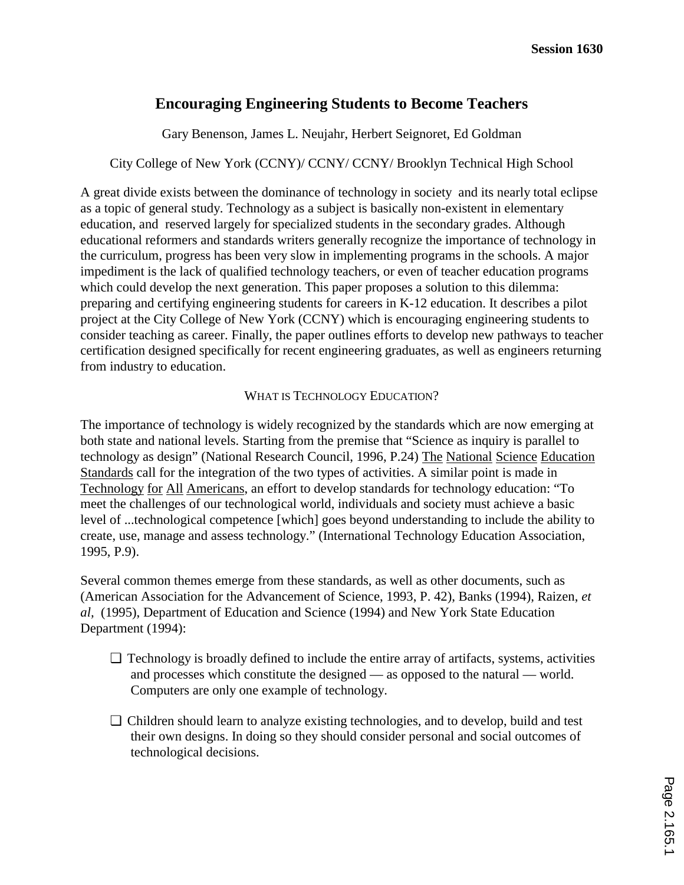# Encouraging Engineering Students to Become Teachers

Gary Benenson, James L. Neujahr, Herbert Seignoret, Ed Goldman

City College of New York (CCNY)/ CCNY/ CCNY/ Brooklyn Technical High School

A great divide exists between the dominance of technology in society and its nearly total eclipse as a topic of general study. Technology as a subject is basically non-existent in elementary education, and reserved largely for specialized students in the secondary grades. Although educational reformers and standards writers generally recognize the importance of technology in the curriculum, progress has been very slow in implementing programs in the schools. A major impediment is the lack of qualified technology teachers, or even of teacher education programs which could develop the next generation. This paper proposes a solution to this dilemma: preparing and certifying engineering students for careers in K-12 education. It describes a pilot project at the City College of New York (CCNY) which is encouraging engineering students to consider teaching as career. Finally, the paper outlines efforts to develop new pathways to teacher certification designed specifically for recent engineering graduates, as well as engineers returning from industry to education.

## WHAT IS TECHNOLOGY EDUCATION?

The importance of technology is widely recognized by the standards which are now emerging at both state and national levels. Starting from the premise that "Science as inquiry is parallel to technology as design" (National Research Council, 1996, P.24) The National Science Education Standards call for the integration of the two types of activities. A similar point is made in Technology for All Americans, an effort to develop standards for technology education: "To meet the challenges of our technological world, individuals and society must achieve a basic level of ...technological competence [which] goes beyond understanding to include the ability to create, use, manage and assess technology." (International Technology Education Association, 1995, P.9).

Several common themes emerge from these standards, as well as other documents, such as (American Association for the Advancement of Science, 1993, P. 42), Banks (1994), Raizen, *et al,* (1995), Department of Education and Science (1994) and New York State Education Department (1994):

- Technology is broadly defined to include the entire array of artifacts, systems, activities and processes which constitute the designed — as opposed to the natural — world. Computers are only one example of technology.

- Children should learn to analyze existing technologies, and to develop, build and test their own designs. In doing so they should consider personal and social outcomes of technological decisions.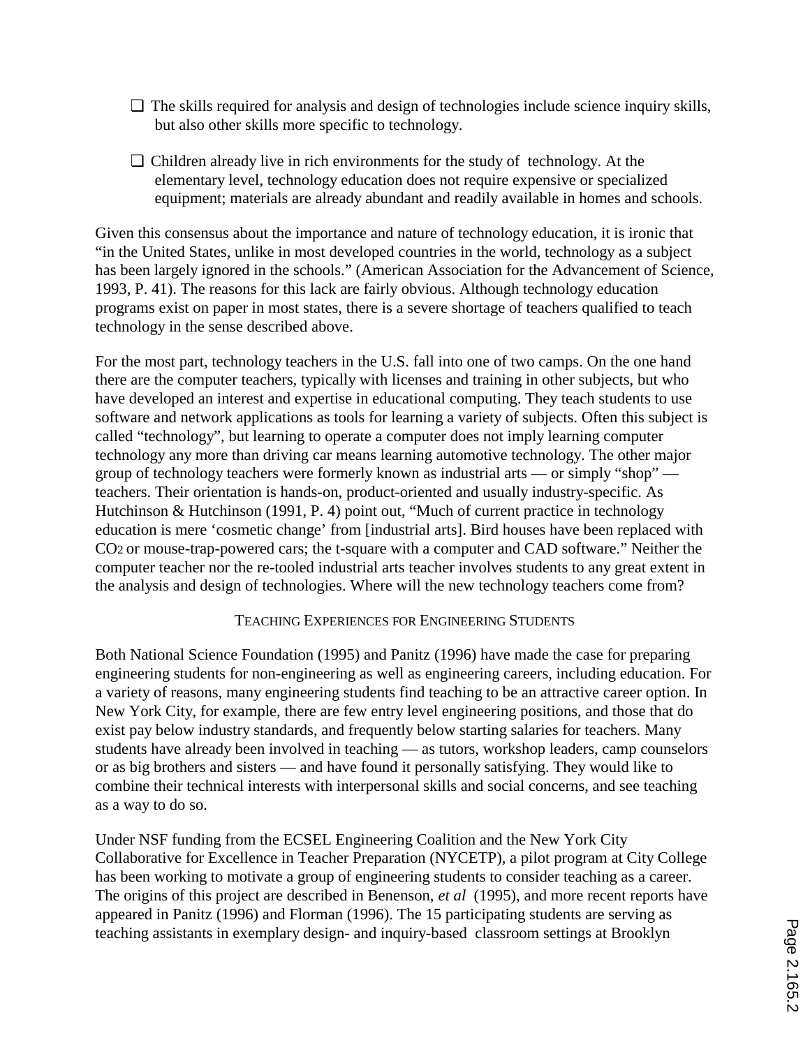- The skills required for analysis and design of technologies include science inquiry skills, but also other skills more specific to technology.

- Children already live in rich environments for the study of technology. At the elementary level, technology education does not require expensive or specialized equipment; materials are already abundant and readily available in homes and schools.

Given this consensus about the importance and nature of technology education, it is ironic that "in the United States, unlike in most developed countries in the world, technology as a subject has been largely ignored in the schools." (American Association for the Advancement of Science, 1993, P. 41). The reasons for this lack are fairly obvious. Although technology education programs exist on paper in most states, there is a severe shortage of teachers qualified to teach technology in the sense described above.

For the most part, technology teachers in the U.S. fall into one of two camps. On the one hand there are the computer teachers, typically with licenses and training in other subjects, but who have developed an interest and expertise in educational computing. They teach students to use software and network applications as tools for learning a variety of subjects. Often this subject is called "technology", but learning to operate a computer does not imply learning computer technology any more than driving car means learning automotive technology. The other major group of technology teachers were formerly known as industrial arts — or simply "shop" — teachers. Their orientation is hands-on, product-oriented and usually industry-specific. As Hutchinson & Hutchinson (1991, P. 4) point out, "Much of current practice in technology education is mere 'cosmetic change' from [industrial arts]. Bird houses have been replaced with $CO_2$ or mouse-trap-powered cars; the t-square with a computer and CAD software." Neither the computer teacher nor the re-tooled industrial arts teacher involves students to any great extent in the analysis and design of technologies. Where will the new technology teachers come from?

## Teaching Experiences for Engineering Students

Both National Science Foundation (1995) and Panitz (1996) have made the case for preparing engineering students for non-engineering as well as engineering careers, including education. For a variety of reasons, many engineering students find teaching to be an attractive career option. In New York City, for example, there are few entry level engineering positions, and those that do exist pay below industry standards, and frequently below starting salaries for teachers. Many students have already been involved in teaching — as tutors, workshop leaders, camp counselors or as big brothers and sisters — and have found it personally satisfying. They would like to combine their technical interests with interpersonal skills and social concerns, and see teaching as a way to do so.

Under NSF funding from the ECSEL Engineering Coalition and the New York City Collaborative for Excellence in Teacher Preparation (NYCETP), a pilot program at City College has been working to motivate a group of engineering students to consider teaching as a career. The origins of this project are described in Benenson, *et al* (1995), and more recent reports have appeared in Panitz (1996) and Florman (1996). The 15 participating students are serving as teaching assistants in exemplary design- and inquiry-based classroom settings at Brooklyn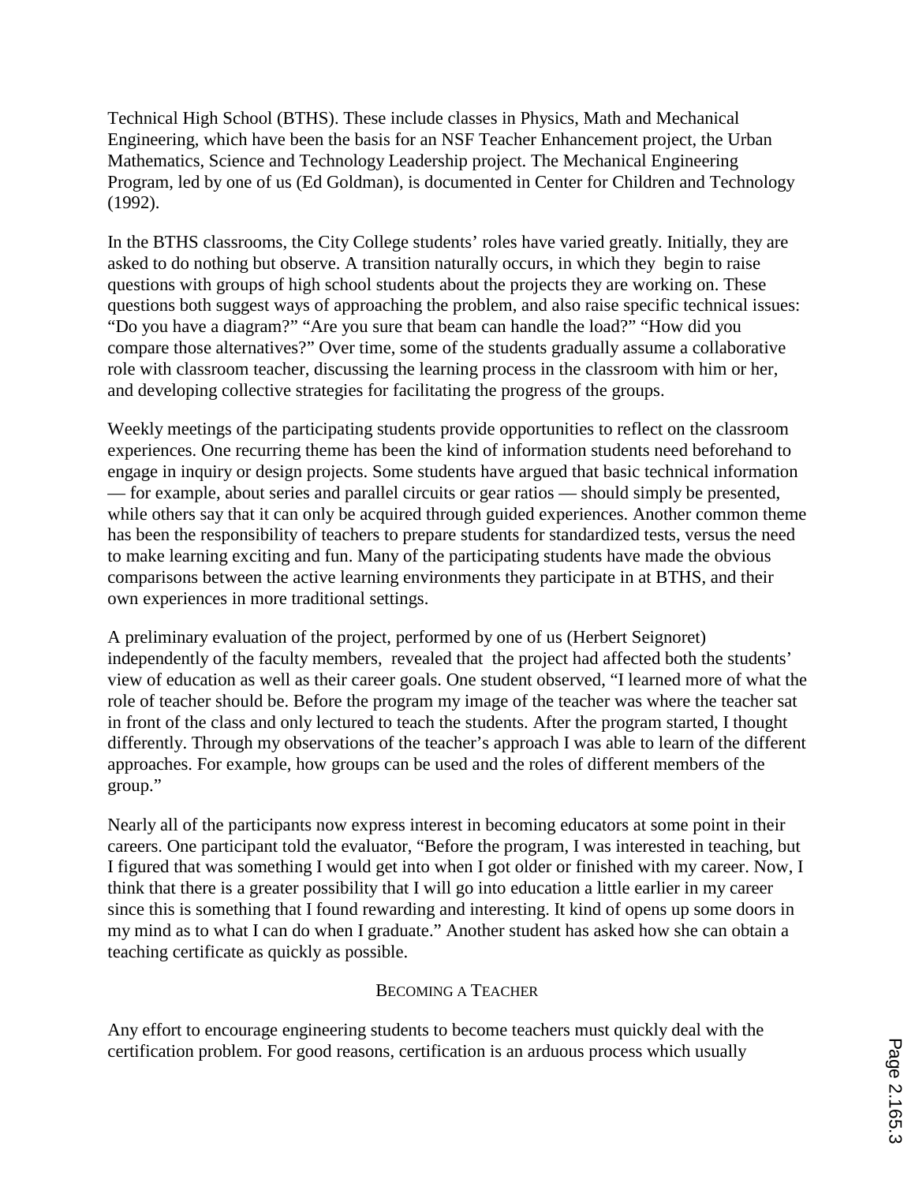Technical High School (BTHS). These include classes in Physics, Math and Mechanical Engineering, which have been the basis for an NSF Teacher Enhancement project, the Urban Mathematics, Science and Technology Leadership project. The Mechanical Engineering Program, led by one of us (Ed Goldman), is documented in Center for Children and Technology (1992).

In the BTHS classrooms, the City College students' roles have varied greatly. Initially, they are asked to do nothing but observe. A transition naturally occurs, in which they begin to raise questions with groups of high school students about the projects they are working on. These questions both suggest ways of approaching the problem, and also raise specific technical issues: "Do you have a diagram?" "Are you sure that beam can handle the load?" "How did you compare those alternatives?" Over time, some of the students gradually assume a collaborative role with classroom teacher, discussing the learning process in the classroom with him or her, and developing collective strategies for facilitating the progress of the groups.

Weekly meetings of the participating students provide opportunities to reflect on the classroom experiences. One recurring theme has been the kind of information students need beforehand to engage in inquiry or design projects. Some students have argued that basic technical information — for example, about series and parallel circuits or gear ratios — should simply be presented, while others say that it can only be acquired through guided experiences. Another common theme has been the responsibility of teachers to prepare students for standardized tests, versus the need to make learning exciting and fun. Many of the participating students have made the obvious comparisons between the active learning environments they participate in at BTHS, and their own experiences in more traditional settings.

A preliminary evaluation of the project, performed by one of us (Herbert Seignoret) independently of the faculty members, revealed that the project had affected both the students' view of education as well as their career goals. One student observed, "I learned more of what the role of teacher should be. Before the program my image of the teacher was where the teacher sat in front of the class and only lectured to teach the students. After the program started, I thought differently. Through my observations of the teacher's approach I was able to learn of the different approaches. For example, how groups can be used and the roles of different members of the group."

Nearly all of the participants now express interest in becoming educators at some point in their careers. One participant told the evaluator, "Before the program, I was interested in teaching, but I figured that was something I would get into when I got older or finished with my career. Now, I think that there is a greater possibility that I will go into education a little earlier in my career since this is something that I found rewarding and interesting. It kind of opens up some doors in my mind as to what I can do when I graduate." Another student has asked how she can obtain a teaching certificate as quickly as possible.

## BECOMING A TEACHER

Any effort to encourage engineering students to become teachers must quickly deal with the certification problem. For good reasons, certification is an arduous process which usually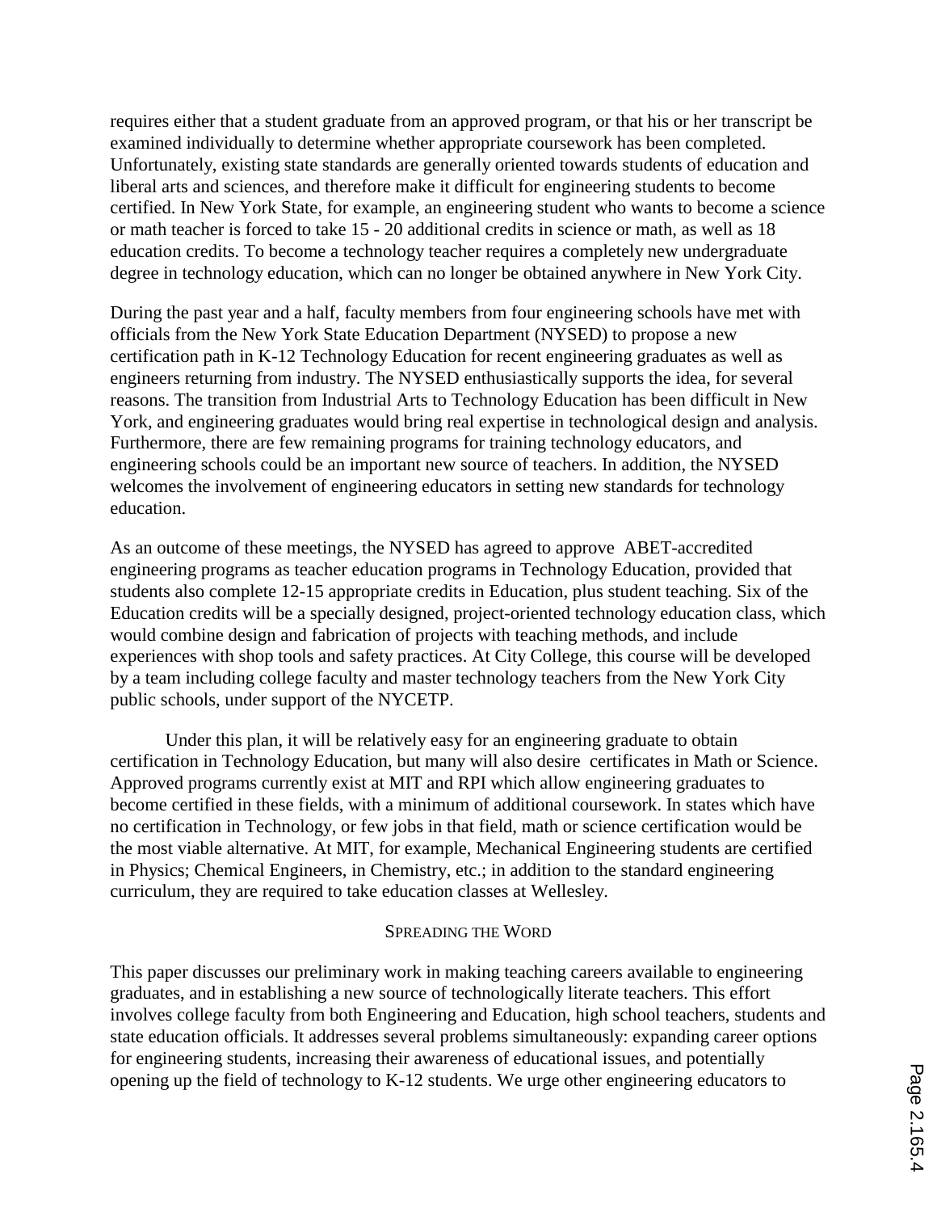requires either that a student graduate from an approved program, or that his or her transcript be examined individually to determine whether appropriate coursework has been completed. Unfortunately, existing state standards are generally oriented towards students of education and liberal arts and sciences, and therefore make it difficult for engineering students to become certified. In New York State, for example, an engineering student who wants to become a science or math teacher is forced to take 15 - 20 additional credits in science or math, as well as 18 education credits. To become a technology teacher requires a completely new undergraduate degree in technology education, which can no longer be obtained anywhere in New York City.

During the past year and a half, faculty members from four engineering schools have met with officials from the New York State Education Department (NYSED) to propose a new certification path in K-12 Technology Education for recent engineering graduates as well as engineers returning from industry. The NYSED enthusiastically supports the idea, for several reasons. The transition from Industrial Arts to Technology Education has been difficult in New York, and engineering graduates would bring real expertise in technological design and analysis. Furthermore, there are few remaining programs for training technology educators, and engineering schools could be an important new source of teachers. In addition, the NYSED welcomes the involvement of engineering educators in setting new standards for technology education.

As an outcome of these meetings, the NYSED has agreed to approve ABET-accredited engineering programs as teacher education programs in Technology Education, provided that students also complete 12-15 appropriate credits in Education, plus student teaching. Six of the Education credits will be a specially designed, project-oriented technology education class, which would combine design and fabrication of projects with teaching methods, and include experiences with shop tools and safety practices. At City College, this course will be developed by a team including college faculty and master technology teachers from the New York City public schools, under support of the NYCETP.

Under this plan, it will be relatively easy for an engineering graduate to obtain certification in Technology Education, but many will also desire certificates in Math or Science. Approved programs currently exist at MIT and RPI which allow engineering graduates to become certified in these fields, with a minimum of additional coursework. In states which have no certification in Technology, or few jobs in that field, math or science certification would be the most viable alternative. At MIT, for example, Mechanical Engineering students are certified in Physics; Chemical Engineers, in Chemistry, etc.; in addition to the standard engineering curriculum, they are required to take education classes at Wellesley.

## Spreading the Word

This paper discusses our preliminary work in making teaching careers available to engineering graduates, and in establishing a new source of technologically literate teachers. This effort involves college faculty from both Engineering and Education, high school teachers, students and state education officials. It addresses several problems simultaneously: expanding career options for engineering students, increasing their awareness of educational issues, and potentially opening up the field of technology to K-12 students. We urge other engineering educators to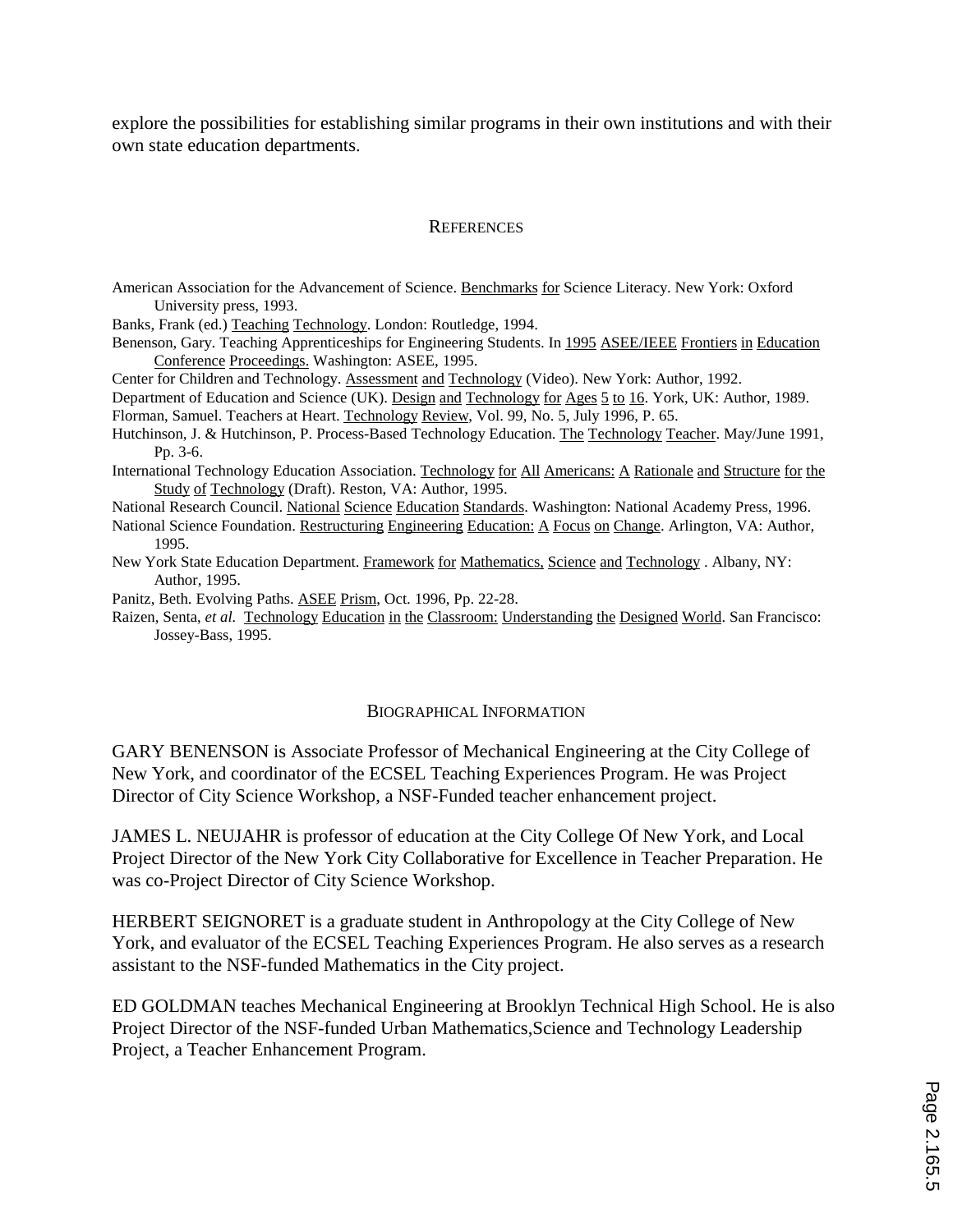explore the possibilities for establishing similar programs in their own institutions and with their own state education departments.

## REFERENCES

American Association for the Advancement of Science. Benchmarks for Science Literacy. New York: Oxford University press, 1993.

Banks, Frank (ed.) Teaching Technology. London: Routledge, 1994.

Benenson, Gary. Teaching Apprenticeships for Engineering Students. In 1995 ASEE/IEEE Frontiers in Education Conference Proceedings. Washington: ASEE, 1995.

Center for Children and Technology. Assessment and Technology (Video). New York: Author, 1992.

Department of Education and Science (UK). Design and Technology for Ages 5 to 16. York, UK: Author, 1989.

Florman, Samuel. Teachers at Heart. Technology Review, Vol. 99, No. 5, July 1996, P. 65.

Hutchinson, J. & Hutchinson, P. Process-Based Technology Education. The Technology Teacher. May/June 1991, Pp. 3-6.

International Technology Education Association. Technology for All Americans: A Rationale and Structure for the Study of Technology (Draft). Reston, VA: Author, 1995.

National Research Council. National Science Education Standards. Washington: National Academy Press, 1996.

National Science Foundation. Restructuring Engineering Education: A Focus on Change. Arlington, VA: Author, 1995.

New York State Education Department. Framework for Mathematics, Science and Technology . Albany, NY: Author, 1995.

Panitz, Beth. Evolving Paths. ASEE Prism, Oct. 1996, Pp. 22-28.

Raizen, Senta, *et al.* Technology Education in the Classroom: Understanding the Designed World. San Francisco: Jossey-Bass, 1995.

## BIOGRAPHICAL INFORMATION

GARY BENENSON is Associate Professor of Mechanical Engineering at the City College of New York, and coordinator of the ECSEL Teaching Experiences Program. He was Project Director of City Science Workshop, a NSF-Funded teacher enhancement project.

JAMES L. NEUJAHR is professor of education at the City College Of New York, and Local Project Director of the New York City Collaborative for Excellence in Teacher Preparation. He was co-Project Director of City Science Workshop.

HERBERT SEIGNORET is a graduate student in Anthropology at the City College of New York, and evaluator of the ECSEL Teaching Experiences Program. He also serves as a research assistant to the NSF-funded Mathematics in the City project.

ED GOLDMAN teaches Mechanical Engineering at Brooklyn Technical High School. He is also Project Director of the NSF-funded Urban Mathematics,Science and Technology Leadership Project, a Teacher Enhancement Program.